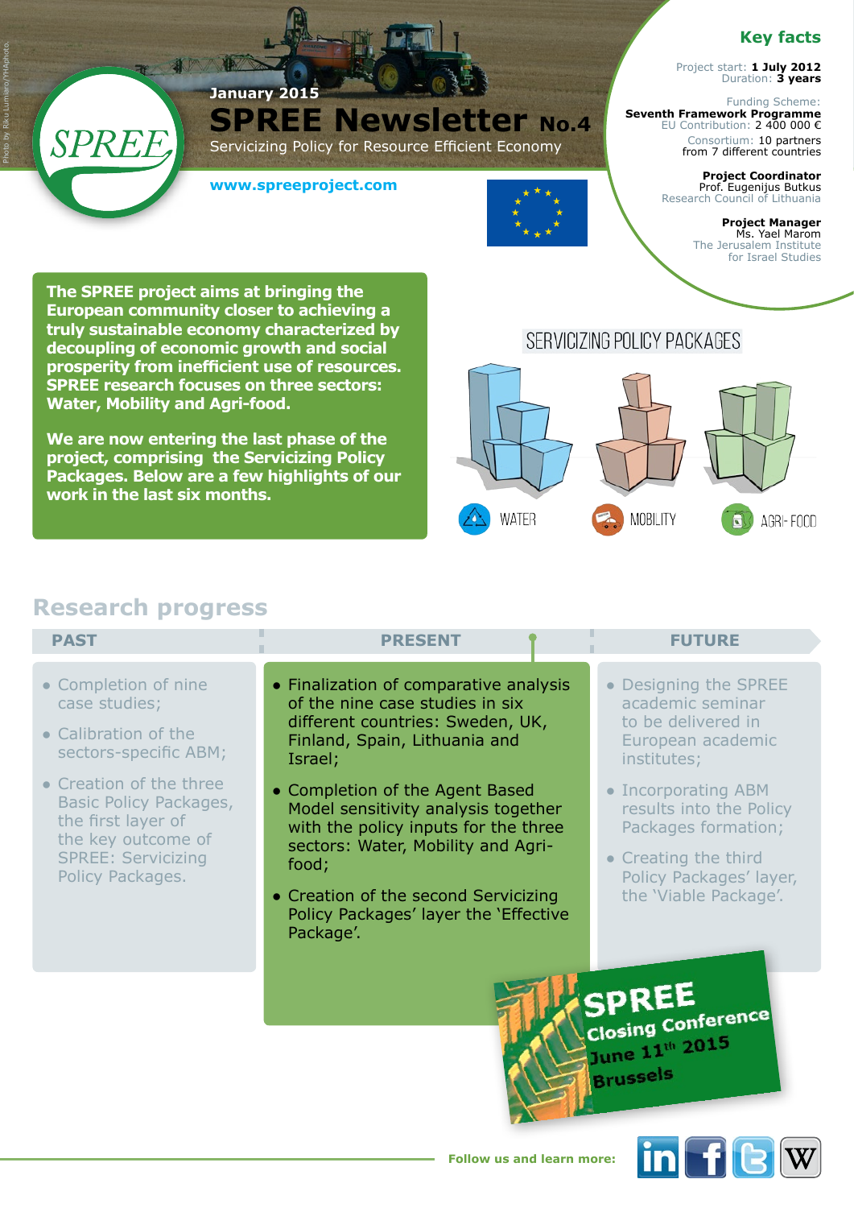Photo by Riku Lumiaro/YHAphoto.

SPREE

January 2015

# SPREE Newsletter No.4

Servicizing Policy for Resource Efficient Economy

www.spreeproject.com

## Key facts

Project start: **1 July 2012**
Duration: **3 years**

Funding Scheme:
**Seventh Framework Programme**
EU Contribution: 2 400 000 €

Consortium: 10 partners
from 7 different countries

**Project Coordinator**
Prof. Eugenijus Butkus
Research Council of Lithuania

**Project Manager**
Ms. Yael Marom
The Jerusalem Institute
for Israel Studies

**The SPREE project aims at bringing the European community closer to achieving a truly sustainable economy characterized by decoupling of economic growth and social prosperity from inefficient use of resources. SPREE research focuses on three sectors: Water, Mobility and Agri-food.**

**We are now entering the last phase of the project, comprising the Servicizing Policy Packages. Below are a few highlights of our work in the last six months.**

SERVICIZING POLICY PACKAGES

WATER MOBILITY AGRI-FOOD

## Research progress

### PAST

- Completion of nine case studies;
- Calibration of the sectors-specific ABM;
- Creation of the three Basic Policy Packages, the first layer of the key outcome of SPREE: Servicizing Policy Packages.

### PRESENT

- Finalization of comparative analysis of the nine case studies in six different countries: Sweden, UK, Finland, Spain, Lithuania and Israel;
- Completion of the Agent Based Model sensitivity analysis together with the policy inputs for the three sectors: Water, Mobility and Agri-food;
- Creation of the second Servicizing Policy Packages' layer the 'Effective Package'.

### FUTURE

- Designing the SPREE academic seminar to be delivered in European academic institutes;
- Incorporating ABM results into the Policy Packages formation;
- Creating the third Policy Packages' layer, the 'Viable Package'.

**SPREE Closing Conference**
**June 11th 2015**
**Brussels**

**Follow us and learn more:**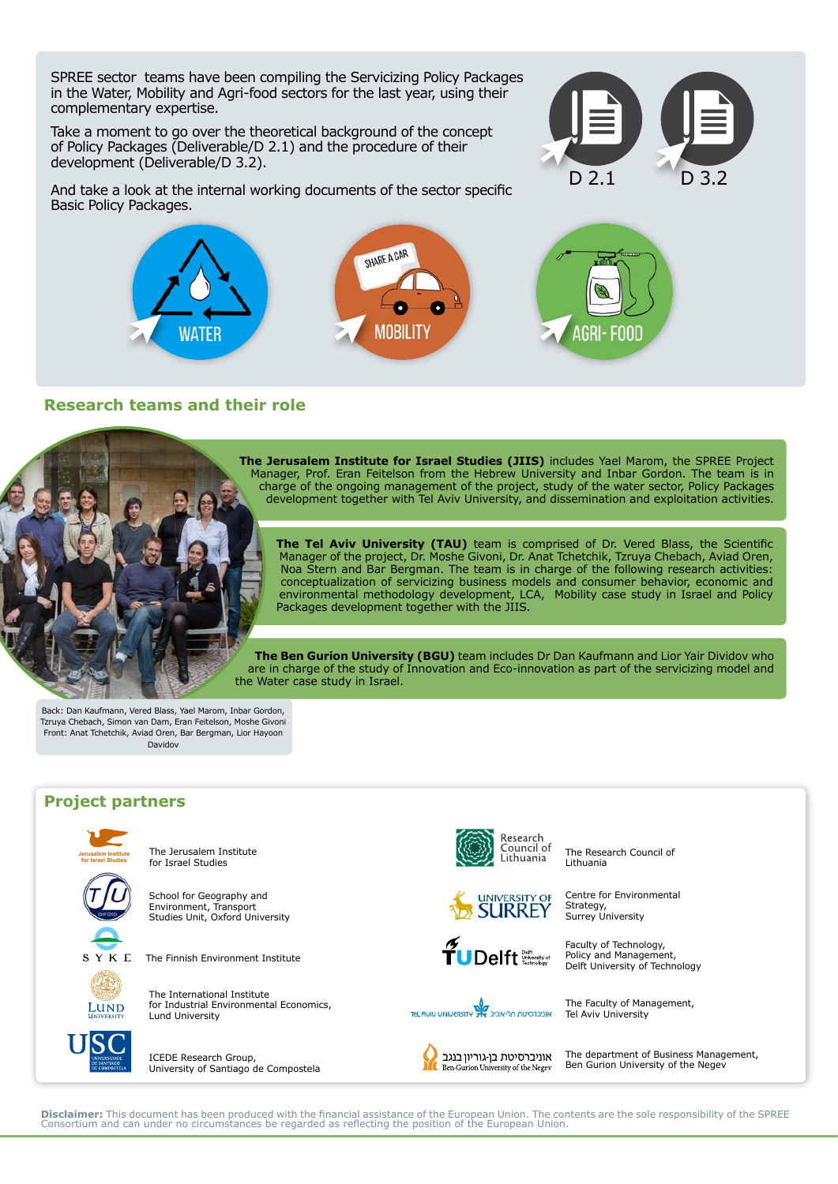SPREE sector teams have been compiling the Servicizing Policy Packages in the Water, Mobility and Agri-food sectors for the last year, using their complementary expertise.

Take a moment to go over the theoretical background of the concept of Policy Packages (Deliverable/D 2.1) and the procedure of their development (Deliverable/D 3.2).

And take a look at the internal working documents of the sector specific Basic Policy Packages.

D 2.1

D 3.2

WATER

MOBILITY

AGRI- FOOD

## Research teams and their role

**The Jerusalem Institute for Israel Studies (JIIS)** includes Yael Marom, the SPREE Project Manager of the project, Dr. Moshe Givoni, Dr. Anat Tchetchik, Tzruya Chebach, Aviad Oren, Noa Stern and Bar Bergman. The team is in charge of the following research activities: conceptualization of servicizing business models and consumer behavior, economic and environmental methodology development, LCA, Mobility case study in Israel and Policy Packages development together with the JIIS.

**The Tel Aviv University (TAU)** team is comprised of Dr. Vered Blass, the Scientific Manager of the project, Dr. Moshe Givoni, Dr. Anat Tchetchik, Tzruya Chebach, Aviad Oren, Noa Stern and Bar Bergman. The team is in charge of the following research activities: conceptualization of servicizing business models and consumer behavior, economic and environmental methodology development, LCA, Mobility case study in Israel and Policy Packages development together with the JIIS.

**The Ben Gurion University (BGU)** team includes Dr Dan Kaufmann and Lior Yair Dividov who are in charge of the study of Innovation and Eco-innovation as part of the servicizing model and the Water case study in Israel.

Back: Dan Kaufmann, Vered Blass, Yael Marom, Inbar Gordon, Tzruya Chebach, Simon van Dam, Eran Feitelson, Moshe Givoni
Front: Anat Tchetchik, Aviad Oren, Bar Bergman, Lior Hayoon Davidov

## Project partners

| | |
|---|---|
| The Jerusalem Institute for Israel Studies | The Research Council of Lithuania |
| School for Geography and Environment, Transport Studies Unit, Oxford University | Centre for Environmental Strategy, Surrey University |
| The Finnish Environment Institute | Faculty of Technology, Policy and Management, Delft University of Technology |
| The International Institute for Industrial Environmental Economics, Lund University | The Faculty of Management, Tel Aviv University |
| ICEDE Research Group, University of Santiago de Compostela | The department of Business Management, Ben Gurion University of the Negev |

**Disclaimer:** This document has been produced with the financial assistance of the European Union. The contents are the sole responsibility of the SPREE Consortium and can under no circumstances be regarded as reflecting the position of the European Union.